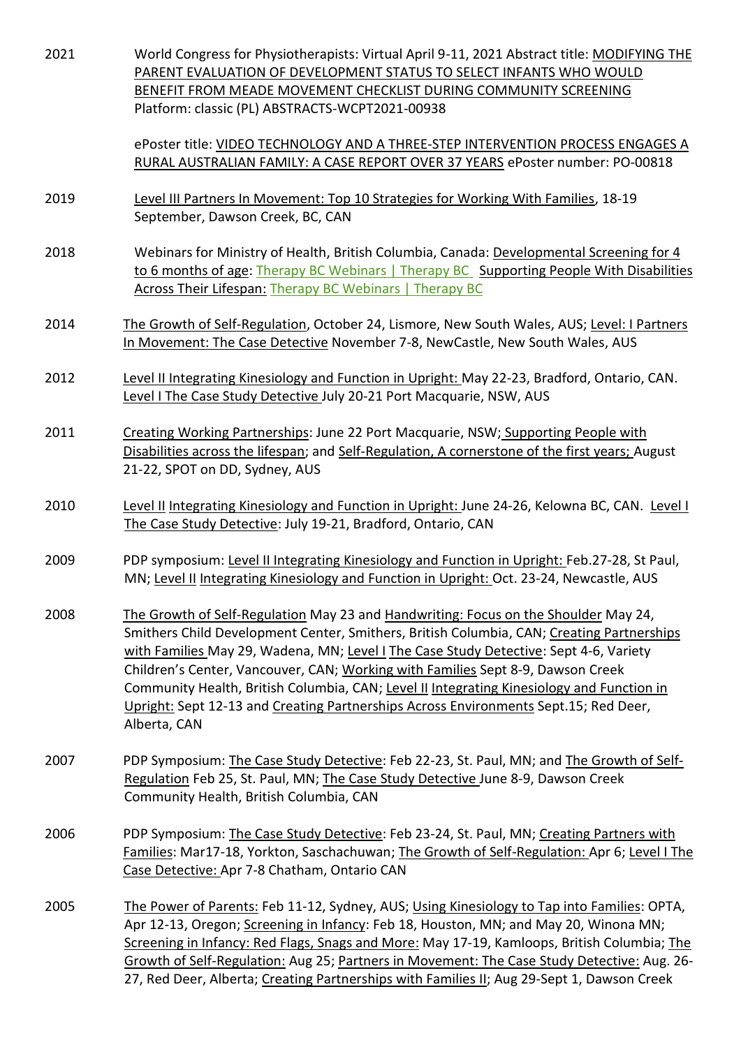2021 World Congress for Physiotherapists: Virtual April 9-11, 2021 Abstract title: MODIFYING THE PARENT EVALUATION OF DEVELOPMENT STATUS TO SELECT INFANTS WHO WOULD BENEFIT FROM MEADE MOVEMENT CHECKLIST DURING COMMUNITY SCREENING Platform: classic (PL) ABSTRACTS-WCPT2021-00938

ePoster title: VIDEO TECHNOLOGY AND A THREE-STEP INTERVENTION PROCESS ENGAGES A RURAL AUSTRALIAN FAMILY: A CASE REPORT OVER 37 YEARS ePoster number: PO-00818

2019 Level III Partners In Movement: Top 10 Strategies for Working With Families, 18-19 September, Dawson Creek, BC, CAN

2018 Webinars for Ministry of Health, British Columbia, Canada: Developmental Screening for 4 to 6 months of age: Therapy BC Webinars | Therapy BC Supporting People With Disabilities Across Their Lifespan: Therapy BC Webinars | Therapy BC

2014 The Growth of Self-Regulation, October 24, Lismore, New South Wales, AUS; Level: I Partners In Movement: The Case Detective November 7-8, NewCastle, New South Wales, AUS

2012 Level II Integrating Kinesiology and Function in Upright: May 22-23, Bradford, Ontario, CAN. Level I The Case Study Detective July 20-21 Port Macquarie, NSW, AUS

2011 Creating Working Partnerships: June 22 Port Macquarie, NSW; Supporting People with Disabilities across the lifespan; and Self-Regulation, A cornerstone of the first years; August 21-22, SPOT on DD, Sydney, AUS

2010 Level II Integrating Kinesiology and Function in Upright: June 24-26, Kelowna BC, CAN. Level I The Case Study Detective: July 19-21, Bradford, Ontario, CAN

2009 PDP symposium: Level II Integrating Kinesiology and Function in Upright: Feb.27-28, St Paul, MN; Level II Integrating Kinesiology and Function in Upright: Oct. 23-24, Newcastle, AUS

2008 The Growth of Self-Regulation May 23 and Handwriting: Focus on the Shoulder May 24, Smithers Child Development Center, Smithers, British Columbia, CAN; Creating Partnerships with Families May 29, Wadena, MN; Level I The Case Study Detective: Sept 4-6, Variety Children's Center, Vancouver, CAN; Working with Families Sept 8-9, Dawson Creek Community Health, British Columbia, CAN; Level II Integrating Kinesiology and Function in Upright: Sept 12-13 and Creating Partnerships Across Environments Sept.15; Red Deer, Alberta, CAN

2007 PDP Symposium: The Case Study Detective: Feb 22-23, St. Paul, MN; and The Growth of Self-Regulation Feb 25, St. Paul, MN; The Case Study Detective June 8-9, Dawson Creek Community Health, British Columbia, CAN

2006 PDP Symposium: The Case Study Detective: Feb 23-24, St. Paul, MN; Creating Partners with Families: Mar17-18, Yorkton, Saschachuwan; The Growth of Self-Regulation: Apr 6; Level I The Case Detective: Apr 7-8 Chatham, Ontario CAN

2005 The Power of Parents: Feb 11-12, Sydney, AUS; Using Kinesiology to Tap into Families: OPTA, Apr 12-13, Oregon; Screening in Infancy: Feb 18, Houston, MN; and May 20, Winona MN; Screening in Infancy: Red Flags, Snags and More: May 17-19, Kamloops, British Columbia; The Growth of Self-Regulation: Aug 25; Partners in Movement: The Case Study Detective: Aug. 26-27, Red Deer, Alberta; Creating Partnerships with Families II; Aug 29-Sept 1, Dawson Creek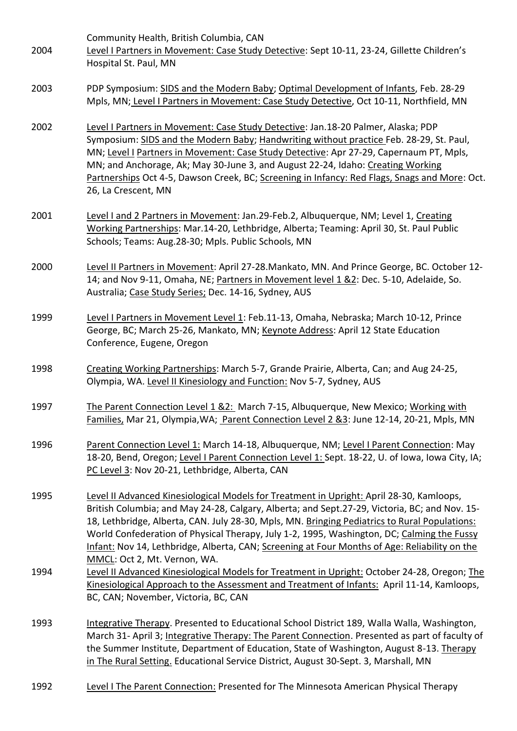Community Health, British Columbia, CAN

2004 Level I Partners in Movement: Case Study Detective: Sept 10-11, 23-24, Gillette Children's Hospital St. Paul, MN

2003 PDP Symposium: SIDS and the Modern Baby; Optimal Development of Infants, Feb. 28-29 Mpls, MN; Level I Partners in Movement: Case Study Detective, Oct 10-11, Northfield, MN

2002 Level I Partners in Movement: Case Study Detective: Jan.18-20 Palmer, Alaska; PDP Symposium: SIDS and the Modern Baby; Handwriting without practice Feb. 28-29, St. Paul, MN; Level I Partners in Movement: Case Study Detective: Apr 27-29, Capernaum PT, Mpls, MN; and Anchorage, Ak; May 30-June 3, and August 22-24, Idaho: Creating Working Partnerships Oct 4-5, Dawson Creek, BC; Screening in Infancy: Red Flags, Snags and More: Oct. 26, La Crescent, MN

2001 Level I and 2 Partners in Movement: Jan.29-Feb.2, Albuquerque, NM; Level 1, Creating Working Partnerships: Mar.14-20, Lethbridge, Alberta; Teaming: April 30, St. Paul Public Schools; Teams: Aug.28-30; Mpls. Public Schools, MN

2000 Level II Partners in Movement: April 27-28.Mankato, MN. And Prince George, BC. October 12-14; and Nov 9-11, Omaha, NE; Partners in Movement level 1 &2: Dec. 5-10, Adelaide, So. Australia; Case Study Series; Dec. 14-16, Sydney, AUS

1999 Level I Partners in Movement Level 1: Feb.11-13, Omaha, Nebraska; March 10-12, Prince George, BC; March 25-26, Mankato, MN; Keynote Address: April 12 State Education Conference, Eugene, Oregon

1998 Creating Working Partnerships: March 5-7, Grande Prairie, Alberta, Can; and Aug 24-25, Olympia, WA. Level II Kinesiology and Function: Nov 5-7, Sydney, AUS

1997 The Parent Connection Level 1 &2: March 7-15, Albuquerque, New Mexico; Working with Families, Mar 21, Olympia,WA; Parent Connection Level 2 &3: June 12-14, 20-21, Mpls, MN

1996 Parent Connection Level 1: March 14-18, Albuquerque, NM; Level I Parent Connection: May 18-20, Bend, Oregon; Level I Parent Connection Level 1: Sept. 18-22, U. of Iowa, Iowa City, IA; PC Level 3: Nov 20-21, Lethbridge, Alberta, CAN

1995 Level II Advanced Kinesiological Models for Treatment in Upright: April 28-30, Kamloops, British Columbia; and May 24-28, Calgary, Alberta; and Sept.27-29, Victoria, BC; and Nov. 15-18, Lethbridge, Alberta, CAN. July 28-30, Mpls, MN. Bringing Pediatrics to Rural Populations: World Confederation of Physical Therapy, July 1-2, 1995, Washington, DC; Calming the Fussy Infant: Nov 14, Lethbridge, Alberta, CAN; Screening at Four Months of Age: Reliability on the MMCL: Oct 2, Mt. Vernon, WA.

1994 Level II Advanced Kinesiological Models for Treatment in Upright: October 24-28, Oregon; The Kinesiological Approach to the Assessment and Treatment of Infants: April 11-14, Kamloops, BC, CAN; November, Victoria, BC, CAN

1993 Integrative Therapy. Presented to Educational School District 189, Walla Walla, Washington, March 31- April 3; Integrative Therapy: The Parent Connection. Presented as part of faculty of the Summer Institute, Department of Education, State of Washington, August 8-13. Therapy in The Rural Setting. Educational Service District, August 30-Sept. 3, Marshall, MN

1992 Level I The Parent Connection: Presented for The Minnesota American Physical Therapy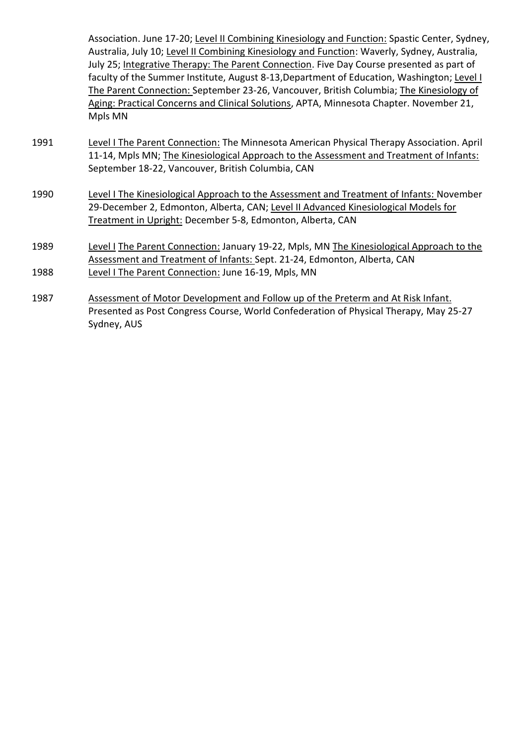Association. June 17-20; Level II Combining Kinesiology and Function: Spastic Center, Sydney, Australia, July 10; Level II Combining Kinesiology and Function: Waverly, Sydney, Australia, July 25; Integrative Therapy: The Parent Connection. Five Day Course presented as part of faculty of the Summer Institute, August 8-13,Department of Education, Washington; Level I The Parent Connection: September 23-26, Vancouver, British Columbia; The Kinesiology of Aging: Practical Concerns and Clinical Solutions, APTA, Minnesota Chapter. November 21, Mpls MN

1991 Level I The Parent Connection: The Minnesota American Physical Therapy Association. April 11-14, Mpls MN; The Kinesiological Approach to the Assessment and Treatment of Infants: September 18-22, Vancouver, British Columbia, CAN

1990 Level I The Kinesiological Approach to the Assessment and Treatment of Infants: November 29-December 2, Edmonton, Alberta, CAN; Level II Advanced Kinesiological Models for Treatment in Upright: December 5-8, Edmonton, Alberta, CAN

1989 Level I The Parent Connection: January 19-22, Mpls, MN The Kinesiological Approach to the Assessment and Treatment of Infants: Sept. 21-24, Edmonton, Alberta, CAN

1988 Level I The Parent Connection: June 16-19, Mpls, MN

1987 Assessment of Motor Development and Follow up of the Preterm and At Risk Infant. Presented as Post Congress Course, World Confederation of Physical Therapy, May 25-27 Sydney, AUS